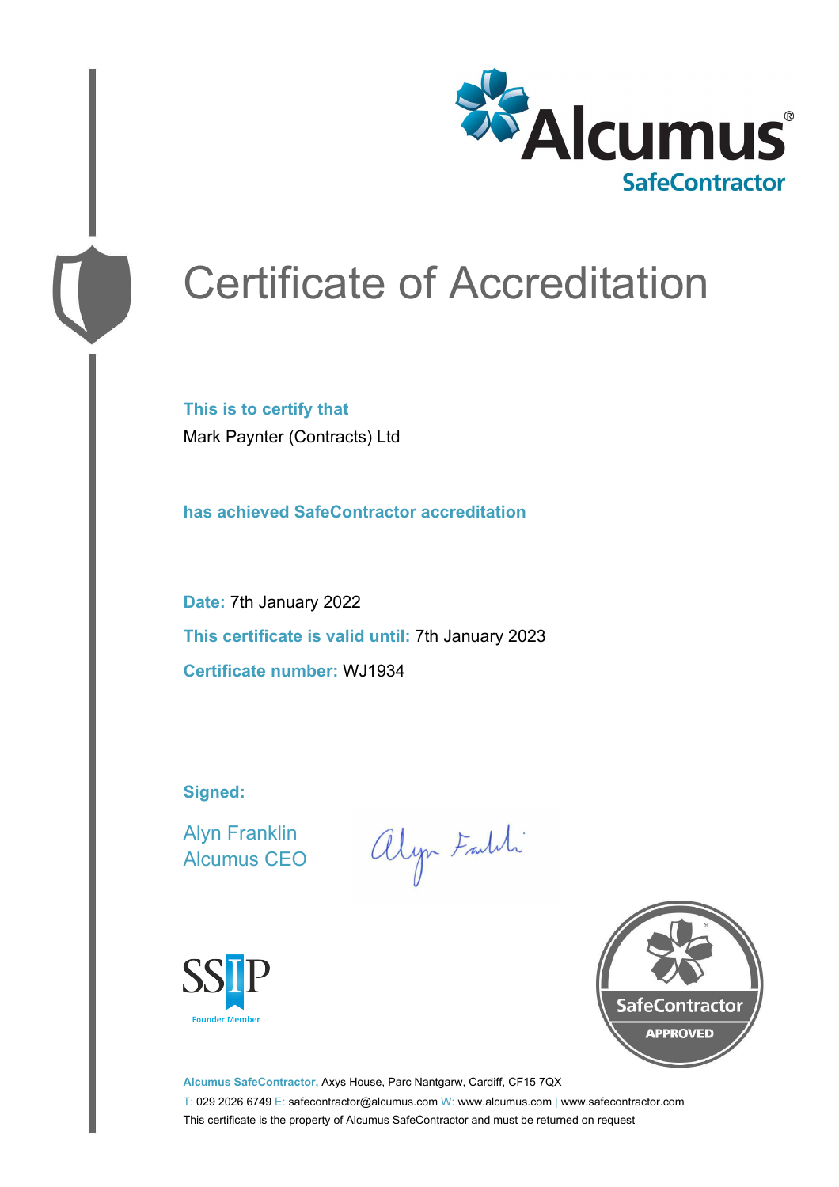Alcumus® SafeContractor

# Certificate of Accreditation

**This is to certify that**

Mark Paynter (Contracts) Ltd

**has achieved SafeContractor accreditation**

**Date:** 7th January 2022

**This certificate is valid until:** 7th January 2023

**Certificate number:** WJ1934

**Signed:**

Alyn Franklin
Alcumus CEO

SSIP
Founder Member

SafeContractor
APPROVED

**Alcumus SafeContractor,** Axys House, Parc Nantgarw, Cardiff, CF15 7QX

T: 029 2026 6749 E: safecontractor@alcumus.com W: www.alcumus.com | www.safecontractor.com

This certificate is the property of Alcumus SafeContractor and must be returned on request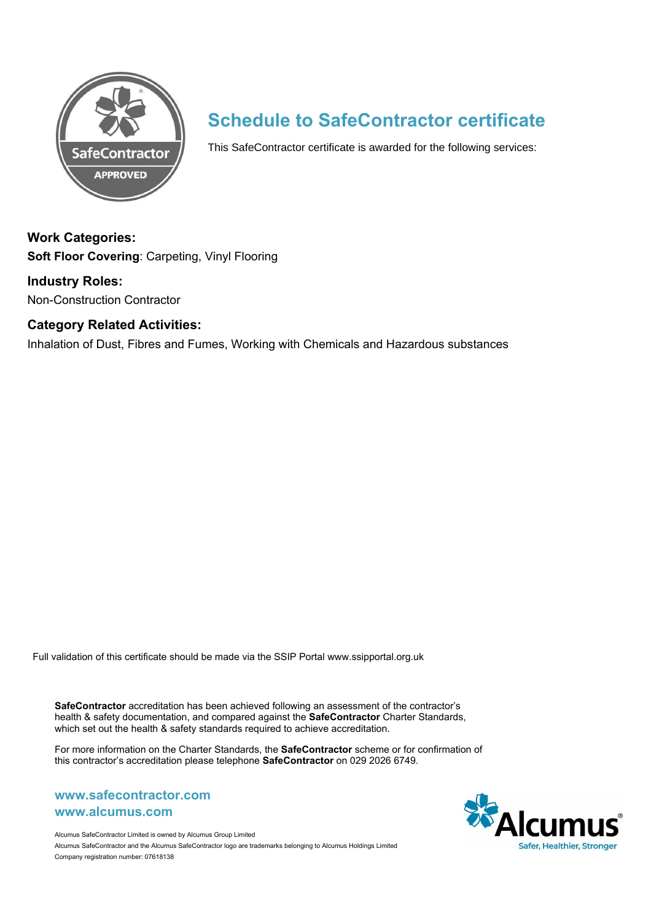# Schedule to SafeContractor certificate

This SafeContractor certificate is awarded for the following services:

### Work Categories:

**Soft Floor Covering**: Carpeting, Vinyl Flooring

### Industry Roles:

Non-Construction Contractor

### Category Related Activities:

Inhalation of Dust, Fibres and Fumes, Working with Chemicals and Hazardous substances

Full validation of this certificate should be made via the SSIP Portal www.ssipportal.org.uk

**SafeContractor** accreditation has been achieved following an assessment of the contractor's health & safety documentation, and compared against the **SafeContractor** Charter Standards, which set out the health & safety standards required to achieve accreditation.

For more information on the Charter Standards, the **SafeContractor** scheme or for confirmation of this contractor's accreditation please telephone **SafeContractor** on 029 2026 6749.

**www.safecontractor.com**
**www.alcumus.com**

Alcumus SafeContractor Limited is owned by Alcumus Group Limited
Alcumus SafeContractor and the Alcumus SafeContractor logo are trademarks belonging to Alcumus Holdings Limited
Company registration number: 07618138

Alcumus®
Safer, Healthier, Stronger